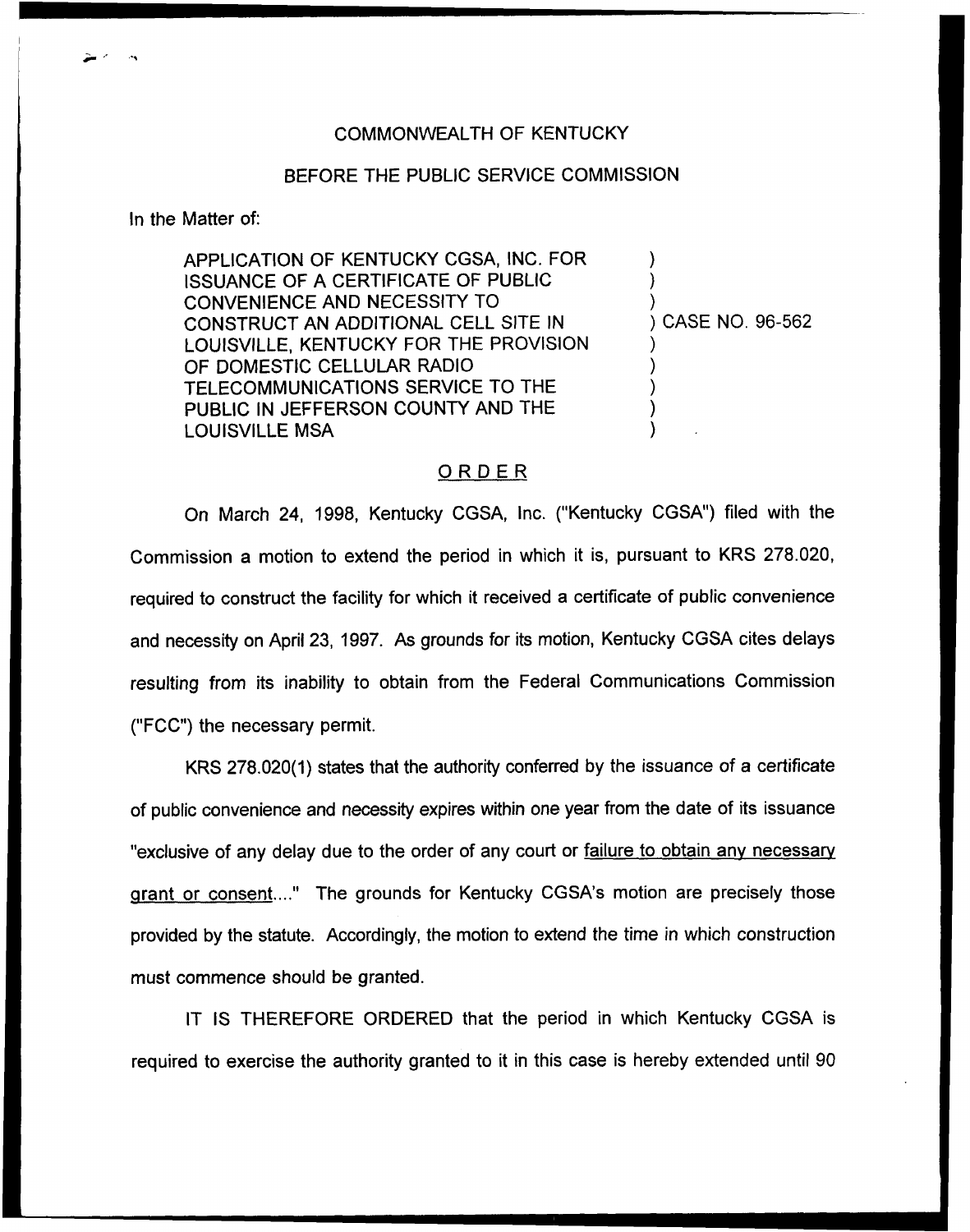COMMONWEALTH OF KENTUCKY

BEFORE THE PUBLIC SERVICE COMMISSION

In the Matter of:

| | |
|---|---|
| APPLICATION OF KENTUCKY CGSA, INC. FOR ISSUANCE OF A CERTIFICATE OF PUBLIC CONVENIENCE AND NECESSITY TO CONSTRUCT AN ADDITIONAL CELL SITE IN LOUISVILLE, KENTUCKY FOR THE PROVISION OF DOMESTIC CELLULAR RADIO TELECOMMUNICATIONS SERVICE TO THE PUBLIC IN JEFFERSON COUNTY AND THE LOUISVILLE MSA | ) CASE NO. 96-562 |

## ORDER

On March 24, 1998, Kentucky CGSA, Inc. ("Kentucky CGSA") filed with the Commission a motion to extend the period in which it is, pursuant to KRS 278.020, required to construct the facility for which it received a certificate of public convenience and necessity on April 23, 1997. As grounds for its motion, Kentucky CGSA cites delays resulting from its inability to obtain from the Federal Communications Commission ("FCC") the necessary permit.

KRS 278.020(1) states that the authority conferred by the issuance of a certificate of public convenience and necessity expires within one year from the date of its issuance "exclusive of any delay due to the order of any court or failure to obtain any necessary grant or consent...." The grounds for Kentucky CGSA's motion are precisely those provided by the statute. Accordingly, the motion to extend the time in which construction must commence should be granted.

IT IS THEREFORE ORDERED that the period in which Kentucky CGSA is required to exercise the authority granted to it in this case is hereby extended until 90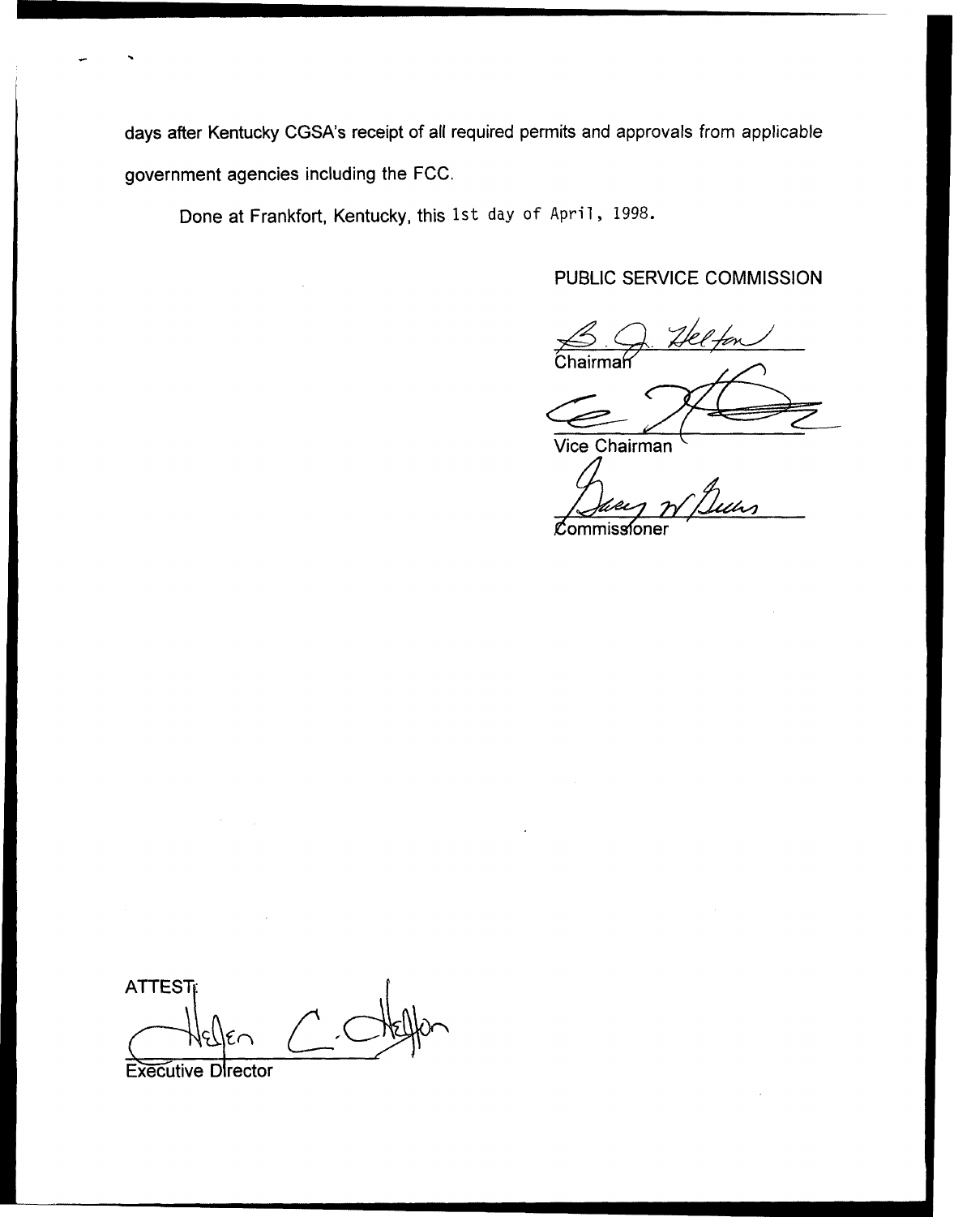days after Kentucky CGSA's receipt of all required permits and approvals from applicable government agencies including the FCC.

Done at Frankfort, Kentucky, this 1st day of April, 1998.

PUBLIC SERVICE COMMISSION

Chairman

Vice Chairman

Commissioner

ATTEST:

Executive Director